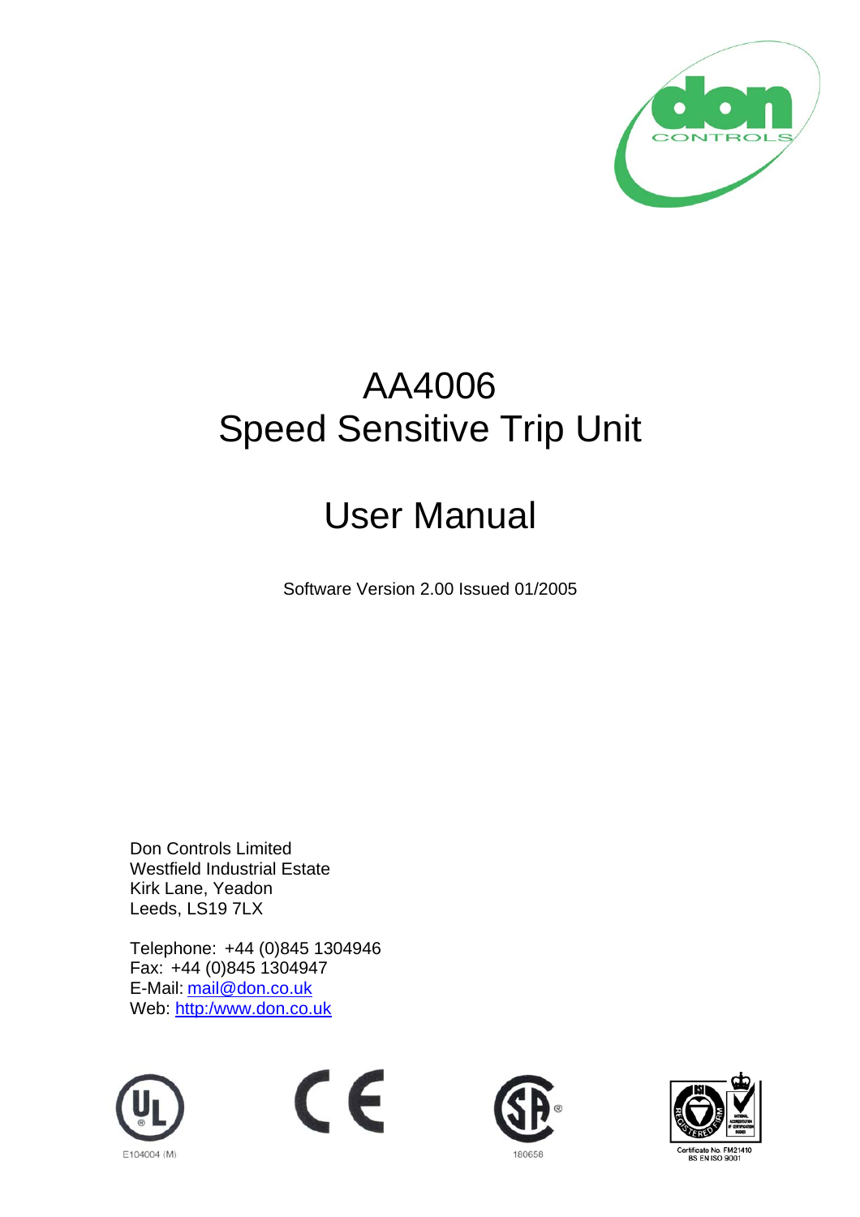# AA4006
# Speed Sensitive Trip Unit

# User Manual

Software Version 2.00 Issued 01/2005

Don Controls Limited
Westfield Industrial Estate
Kirk Lane, Yeadon
Leeds, LS19 7LX

Telephone: +44 (0)845 1304946
Fax: +44 (0)845 1304947
E-Mail: mail@don.co.uk
Web: http:/www.don.co.uk

E104004 (M)

180658

Certificate No. FM21410
BS EN ISO 9001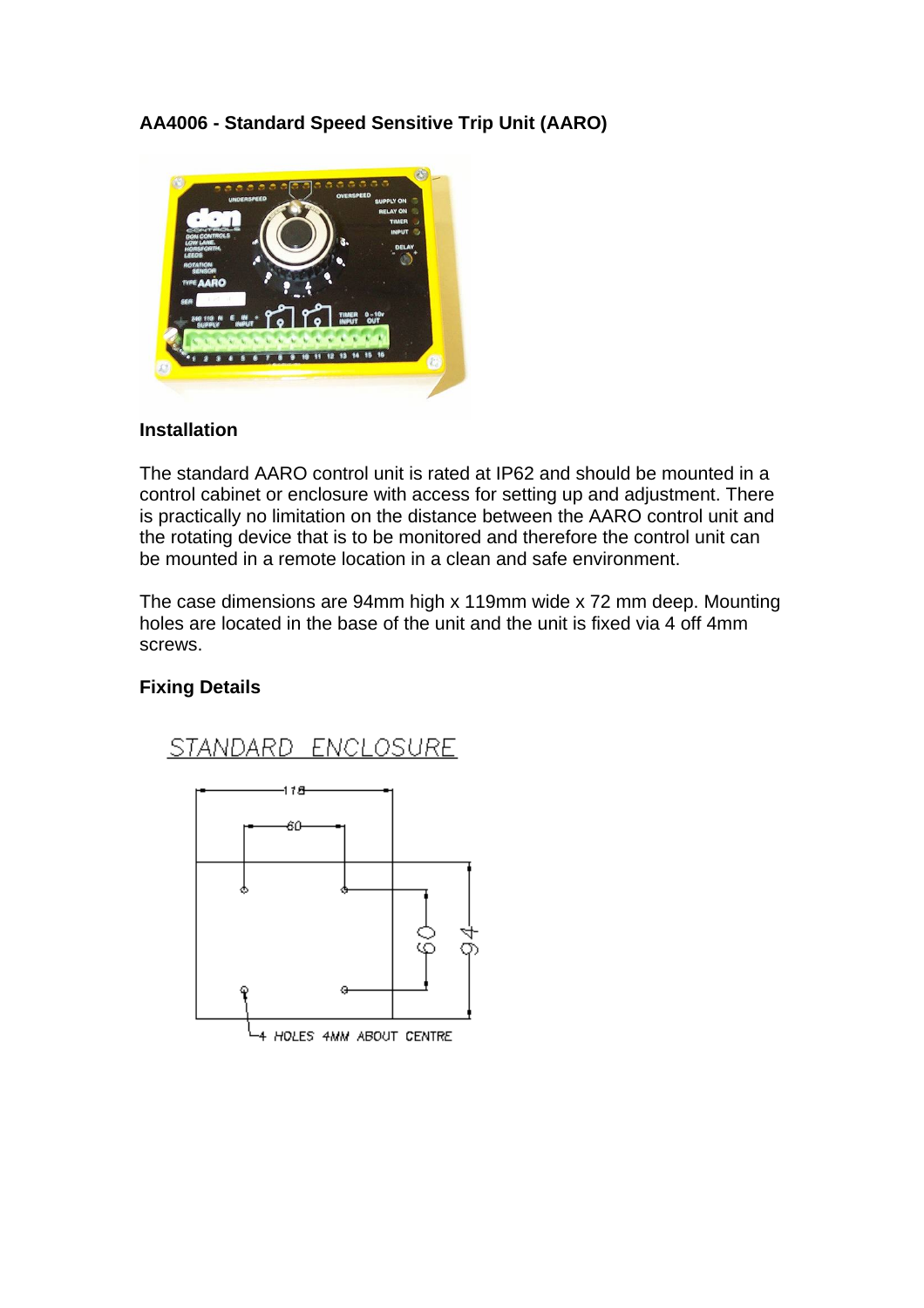**AA4006 - Standard Speed Sensitive Trip Unit (AARO)**

**Installation**

The standard AARO control unit is rated at IP62 and should be mounted in a control cabinet or enclosure with access for setting up and adjustment. There is practically no limitation on the distance between the AARO control unit and the rotating device that is to be monitored and therefore the control unit can be mounted in a remote location in a clean and safe environment.

The case dimensions are 94mm high x 119mm wide x 72 mm deep. Mounting holes are located in the base of the unit and the unit is fixed via 4 off 4mm screws.

**Fixing Details**

STANDARD ENCLOSURE

118

60

60

94

4 HOLES 4MM ABOUT CENTRE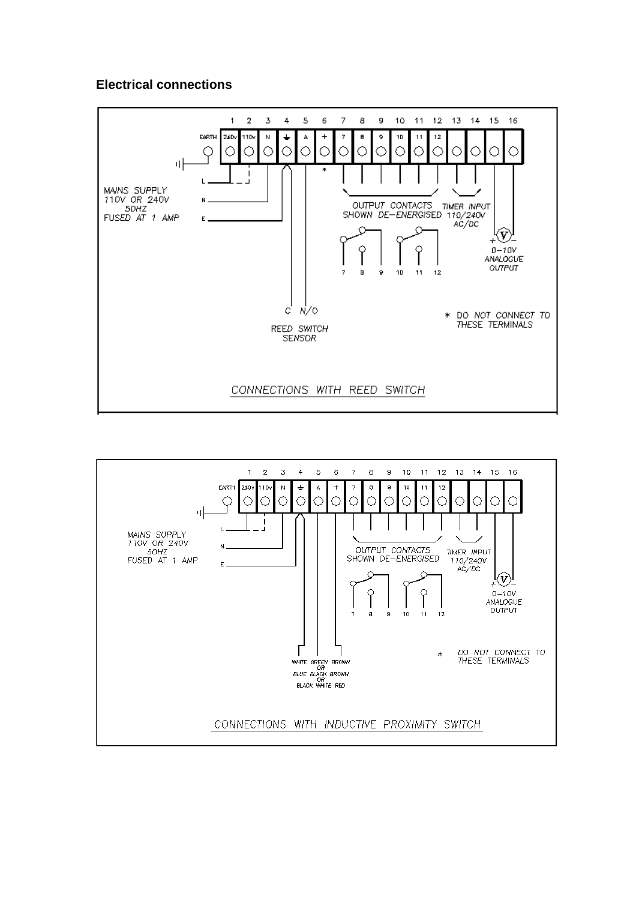## Electrical connections

1 2 3 4 5 6 7 8 9 10 11 12 13 14 15 16

EARTH 240v 110v N ⏚ A + 7 8 9 10 11 12

MAINS SUPPLY
110V OR 240V
50HZ
FUSED AT 1 AMP

L
N
E

*

OUTPUT CONTACTS
SHOWN DE-ENERGISED

TIMER INPUT
110/240V
AC/DC

7 8 9 10 11 12

+ V −
0–10V
ANALOGUE
OUTPUT

C N/O

REED SWITCH
SENSOR

\* DO NOT CONNECT TO
THESE TERMINALS

CONNECTIONS WITH REED SWITCH

1 2 3 4 5 6 7 8 9 10 11 12 13 14 15 16

EARTH 240v 110v N ⏚ A + 7 8 9 10 11 12

MAINS SUPPLY
110V OR 240V
50HZ
FUSED AT 1 AMP

L
N
E

OUTPUT CONTACTS
SHOWN DE-ENERGISED

TIMER INPUT
110/240V
AC/DC

7 8 9 10 11 12

+ V −
0–10V
ANALOGUE
OUTPUT

WHITE GREEN BROWN
OR
BLUE BLACK BROWN
OR
BLACK WHITE RED

\* DO NOT CONNECT TO
THESE TERMINALS

CONNECTIONS WITH INDUCTIVE PROXIMITY SWITCH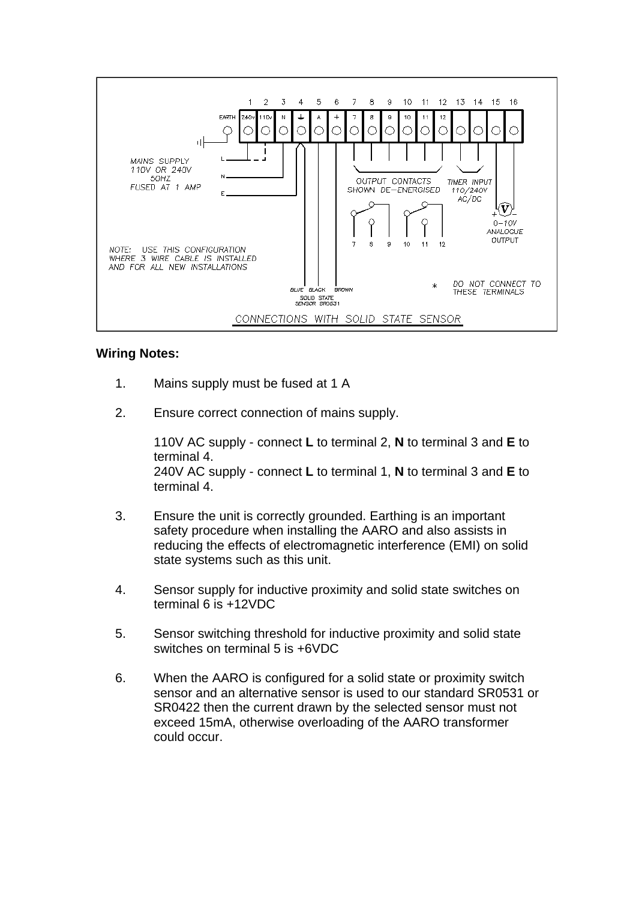**Wiring Notes:**

1. Mains supply must be fused at 1 A

2. Ensure correct connection of mains supply.

   110V AC supply - connect **L** to terminal 2, **N** to terminal 3 and **E** to terminal 4.
   240V AC supply - connect **L** to terminal 1, **N** to terminal 3 and **E** to terminal 4.

3. Ensure the unit is correctly grounded. Earthing is an important safety procedure when installing the AARO and also assists in reducing the effects of electromagnetic interference (EMI) on solid state systems such as this unit.

4. Sensor supply for inductive proximity and solid state switches on terminal 6 is +12VDC

5. Sensor switching threshold for inductive proximity and solid state switches on terminal 5 is +6VDC

6. When the AARO is configured for a solid state or proximity switch sensor and an alternative sensor is used to our standard SR0531 or SR0422 then the current drawn by the selected sensor must not exceed 15mA, otherwise overloading of the AARO transformer could occur.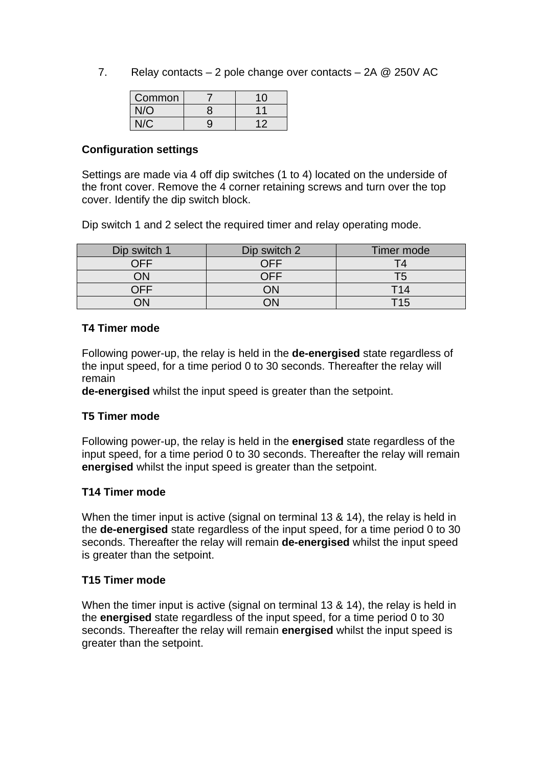7. Relay contacts – 2 pole change over contacts – 2A @ 250V AC

| Common | 7 | 10 |
|---|---|---|
| N/O | 8 | 11 |
| N/C | 9 | 12 |

**Configuration settings**

Settings are made via 4 off dip switches (1 to 4) located on the underside of the front cover. Remove the 4 corner retaining screws and turn over the top cover. Identify the dip switch block.

Dip switch 1 and 2 select the required timer and relay operating mode.

| Dip switch 1 | Dip switch 2 | Timer mode |
|---|---|---|
| OFF | OFF | T4 |
| ON | OFF | T5 |
| OFF | ON | T14 |
| ON | ON | T15 |

**T4 Timer mode**

Following power-up, the relay is held in the **de-energised** state regardless of the input speed, for a time period 0 to 30 seconds. Thereafter the relay will remain
**de-energised** whilst the input speed is greater than the setpoint.

**T5 Timer mode**

Following power-up, the relay is held in the **energised** state regardless of the input speed, for a time period 0 to 30 seconds. Thereafter the relay will remain **energised** whilst the input speed is greater than the setpoint.

**T14 Timer mode**

When the timer input is active (signal on terminal 13 & 14), the relay is held in the **de-energised** state regardless of the input speed, for a time period 0 to 30 seconds. Thereafter the relay will remain **de-energised** whilst the input speed is greater than the setpoint.

**T15 Timer mode**

When the timer input is active (signal on terminal 13 & 14), the relay is held in the **energised** state regardless of the input speed, for a time period 0 to 30 seconds. Thereafter the relay will remain **energised** whilst the input speed is greater than the setpoint.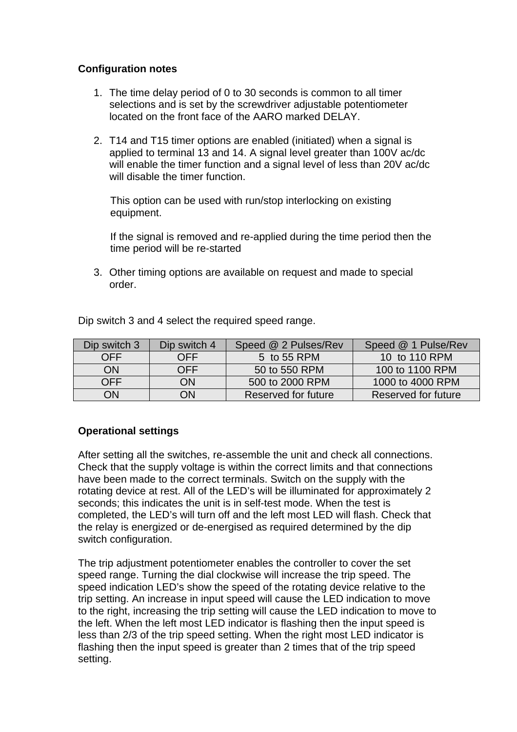**Configuration notes**

1. The time delay period of 0 to 30 seconds is common to all timer selections and is set by the screwdriver adjustable potentiometer located on the front face of the AARO marked DELAY.

2. T14 and T15 timer options are enabled (initiated) when a signal is applied to terminal 13 and 14. A signal level greater than 100V ac/dc will enable the timer function and a signal level of less than 20V ac/dc will disable the timer function.

   This option can be used with run/stop interlocking on existing equipment.

   If the signal is removed and re-applied during the time period then the time period will be re-started

3. Other timing options are available on request and made to special order.

Dip switch 3 and 4 select the required speed range.

| Dip switch 3 | Dip switch 4 | Speed @ 2 Pulses/Rev | Speed @ 1 Pulse/Rev |
|---|---|---|---|
| OFF | OFF | 5 to 55 RPM | 10 to 110 RPM |
| ON | OFF | 50 to 550 RPM | 100 to 1100 RPM |
| OFF | ON | 500 to 2000 RPM | 1000 to 4000 RPM |
| ON | ON | Reserved for future | Reserved for future |

**Operational settings**

After setting all the switches, re-assemble the unit and check all connections. Check that the supply voltage is within the correct limits and that connections have been made to the correct terminals. Switch on the supply with the rotating device at rest. All of the LED's will be illuminated for approximately 2 seconds; this indicates the unit is in self-test mode. When the test is completed, the LED's will turn off and the left most LED will flash. Check that the relay is energized or de-energised as required determined by the dip switch configuration.

The trip adjustment potentiometer enables the controller to cover the set speed range. Turning the dial clockwise will increase the trip speed. The speed indication LED's show the speed of the rotating device relative to the trip setting. An increase in input speed will cause the LED indication to move to the right, increasing the trip setting will cause the LED indication to move to the left. When the left most LED indicator is flashing then the input speed is less than 2/3 of the trip speed setting. When the right most LED indicator is flashing then the input speed is greater than 2 times that of the trip speed setting.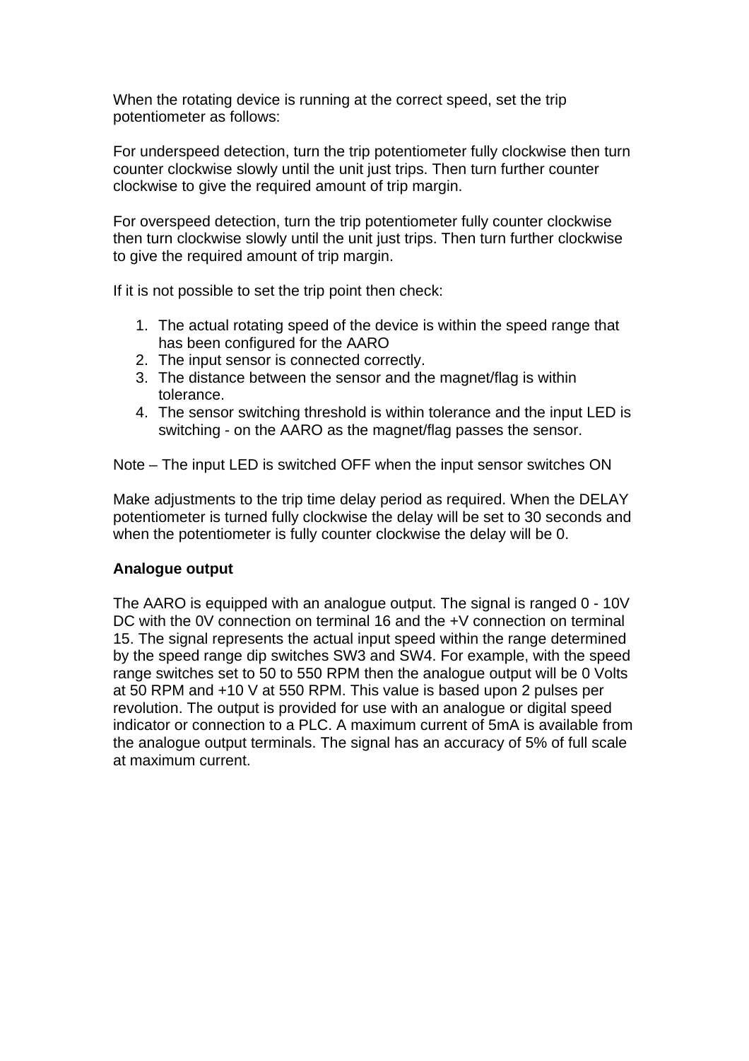When the rotating device is running at the correct speed, set the trip potentiometer as follows:

For underspeed detection, turn the trip potentiometer fully clockwise then turn counter clockwise slowly until the unit just trips. Then turn further counter clockwise to give the required amount of trip margin.

For overspeed detection, turn the trip potentiometer fully counter clockwise then turn clockwise slowly until the unit just trips. Then turn further clockwise to give the required amount of trip margin.

If it is not possible to set the trip point then check:

1. The actual rotating speed of the device is within the speed range that has been configured for the AARO
2. The input sensor is connected correctly.
3. The distance between the sensor and the magnet/flag is within tolerance.
4. The sensor switching threshold is within tolerance and the input LED is switching - on the AARO as the magnet/flag passes the sensor.

Note – The input LED is switched OFF when the input sensor switches ON

Make adjustments to the trip time delay period as required. When the DELAY potentiometer is turned fully clockwise the delay will be set to 30 seconds and when the potentiometer is fully counter clockwise the delay will be 0.

**Analogue output**

The AARO is equipped with an analogue output. The signal is ranged 0 - 10V DC with the 0V connection on terminal 16 and the +V connection on terminal 15. The signal represents the actual input speed within the range determined by the speed range dip switches SW3 and SW4. For example, with the speed range switches set to 50 to 550 RPM then the analogue output will be 0 Volts at 50 RPM and +10 V at 550 RPM. This value is based upon 2 pulses per revolution. The output is provided for use with an analogue or digital speed indicator or connection to a PLC. A maximum current of 5mA is available from the analogue output terminals. The signal has an accuracy of 5% of full scale at maximum current.